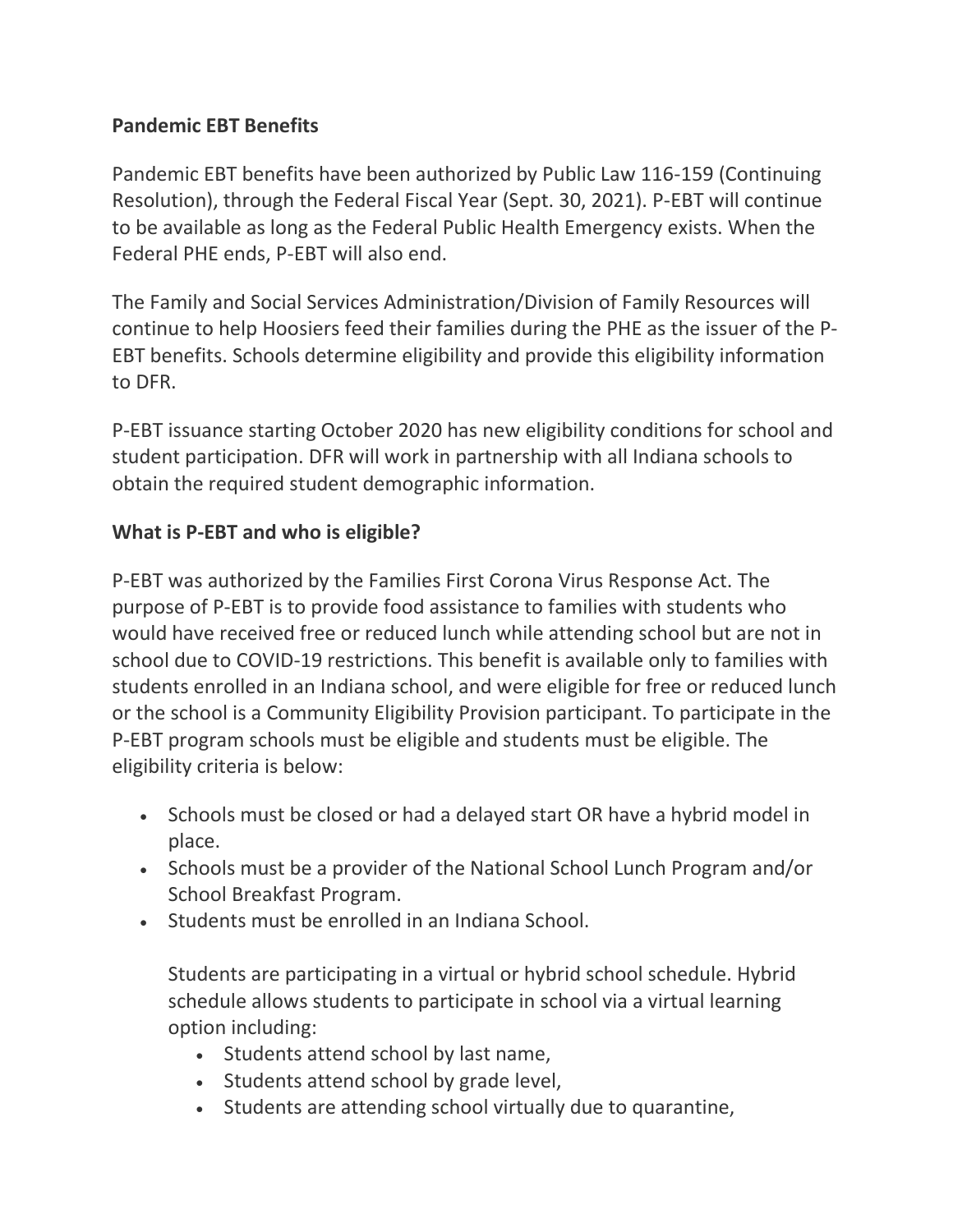**Pandemic EBT Benefits**

Pandemic EBT benefits have been authorized by Public Law 116-159 (Continuing Resolution), through the Federal Fiscal Year (Sept. 30, 2021). P-EBT will continue to be available as long as the Federal Public Health Emergency exists. When the Federal PHE ends, P-EBT will also end.

The Family and Social Services Administration/Division of Family Resources will continue to help Hoosiers feed their families during the PHE as the issuer of the P-EBT benefits. Schools determine eligibility and provide this eligibility information to DFR.

P-EBT issuance starting October 2020 has new eligibility conditions for school and student participation. DFR will work in partnership with all Indiana schools to obtain the required student demographic information.

**What is P-EBT and who is eligible?**

P-EBT was authorized by the Families First Corona Virus Response Act. The purpose of P-EBT is to provide food assistance to families with students who would have received free or reduced lunch while attending school but are not in school due to COVID-19 restrictions. This benefit is available only to families with students enrolled in an Indiana school, and were eligible for free or reduced lunch or the school is a Community Eligibility Provision participant. To participate in the P-EBT program schools must be eligible and students must be eligible. The eligibility criteria is below:

- Schools must be closed or had a delayed start OR have a hybrid model in place.
- Schools must be a provider of the National School Lunch Program and/or School Breakfast Program.
- Students must be enrolled in an Indiana School.

  Students are participating in a virtual or hybrid school schedule. Hybrid schedule allows students to participate in school via a virtual learning option including:
  - Students attend school by last name,
  - Students attend school by grade level,
  - Students are attending school virtually due to quarantine,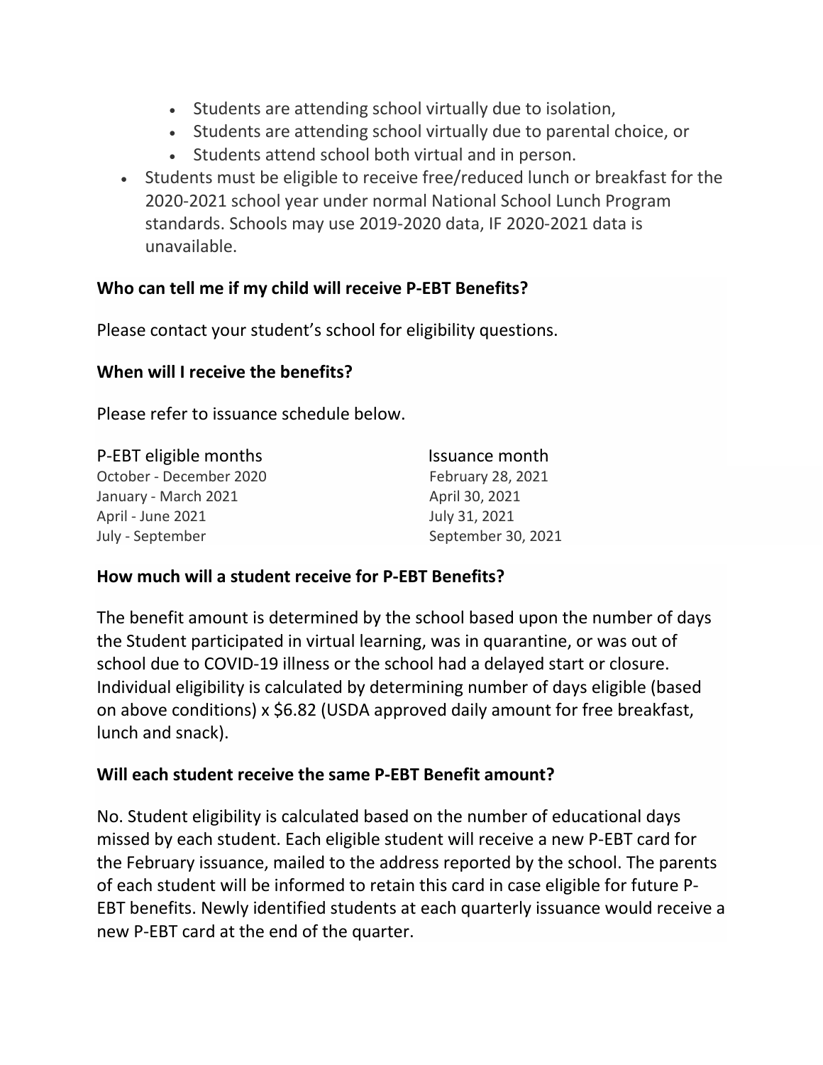- Students are attending school virtually due to isolation,
  - Students are attending school virtually due to parental choice, or
  - Students attend school both virtual and in person.
- Students must be eligible to receive free/reduced lunch or breakfast for the 2020-2021 school year under normal National School Lunch Program standards. Schools may use 2019-2020 data, IF 2020-2021 data is unavailable.

**Who can tell me if my child will receive P-EBT Benefits?**

Please contact your student's school for eligibility questions.

**When will I receive the benefits?**

Please refer to issuance schedule below.

| P-EBT eligible months | Issuance month |
|---|---|
| October - December 2020 | February 28, 2021 |
| January - March 2021 | April 30, 2021 |
| April - June 2021 | July 31, 2021 |
| July - September | September 30, 2021 |

**How much will a student receive for P-EBT Benefits?**

The benefit amount is determined by the school based upon the number of days the Student participated in virtual learning, was in quarantine, or was out of school due to COVID-19 illness or the school had a delayed start or closure. Individual eligibility is calculated by determining number of days eligible (based on above conditions) x $6.82 (USDA approved daily amount for free breakfast, lunch and snack).

**Will each student receive the same P-EBT Benefit amount?**

No. Student eligibility is calculated based on the number of educational days missed by each student. Each eligible student will receive a new P-EBT card for the February issuance, mailed to the address reported by the school. The parents of each student will be informed to retain this card in case eligible for future P-EBT benefits. Newly identified students at each quarterly issuance would receive a new P-EBT card at the end of the quarter.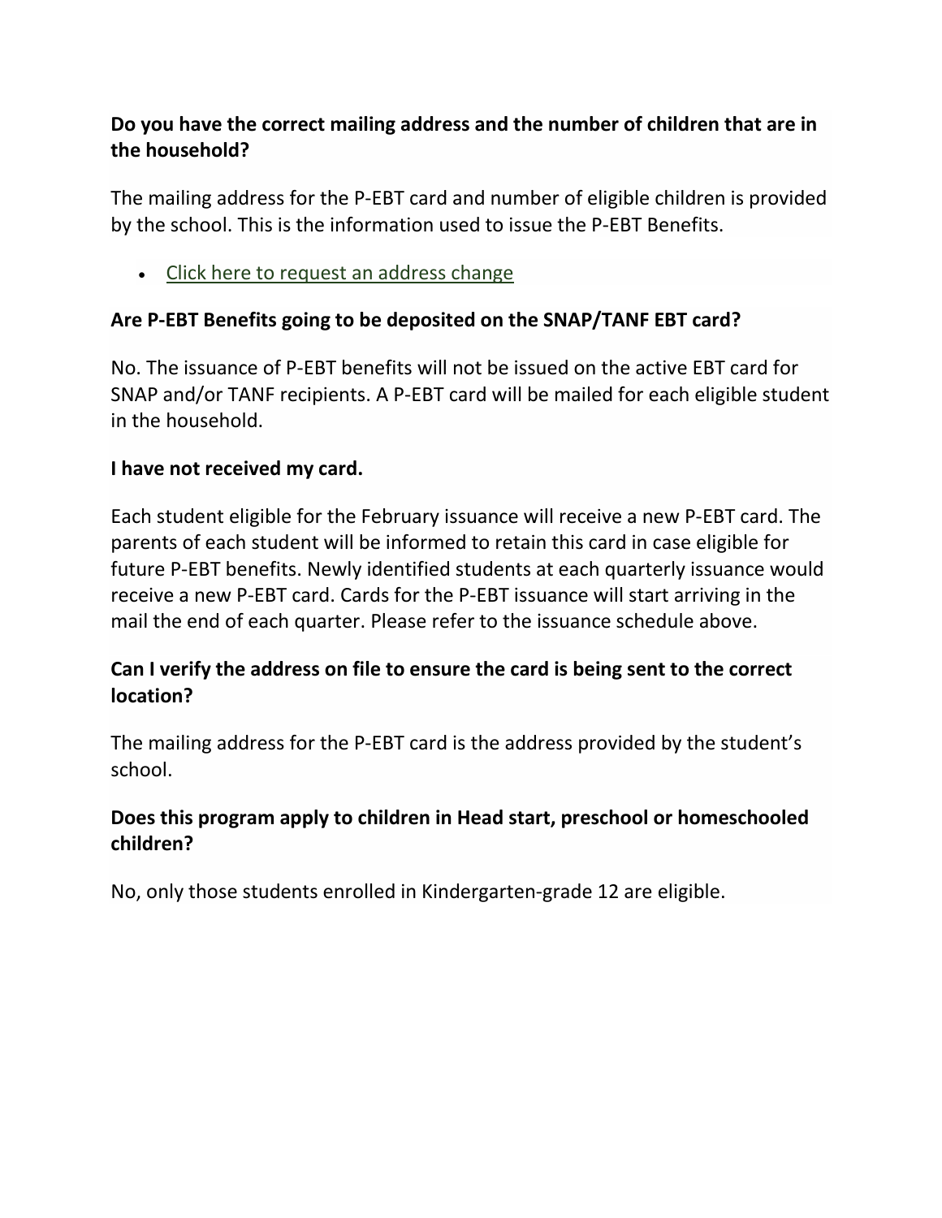**Do you have the correct mailing address and the number of children that are in the household?**

The mailing address for the P-EBT card and number of eligible children is provided by the school. This is the information used to issue the P-EBT Benefits.

- Click here to request an address change

**Are P-EBT Benefits going to be deposited on the SNAP/TANF EBT card?**

No. The issuance of P-EBT benefits will not be issued on the active EBT card for SNAP and/or TANF recipients. A P-EBT card will be mailed for each eligible student in the household.

**I have not received my card.**

Each student eligible for the February issuance will receive a new P-EBT card. The parents of each student will be informed to retain this card in case eligible for future P-EBT benefits. Newly identified students at each quarterly issuance would receive a new P-EBT card. Cards for the P-EBT issuance will start arriving in the mail the end of each quarter. Please refer to the issuance schedule above.

**Can I verify the address on file to ensure the card is being sent to the correct location?**

The mailing address for the P-EBT card is the address provided by the student's school.

**Does this program apply to children in Head start, preschool or homeschooled children?**

No, only those students enrolled in Kindergarten-grade 12 are eligible.